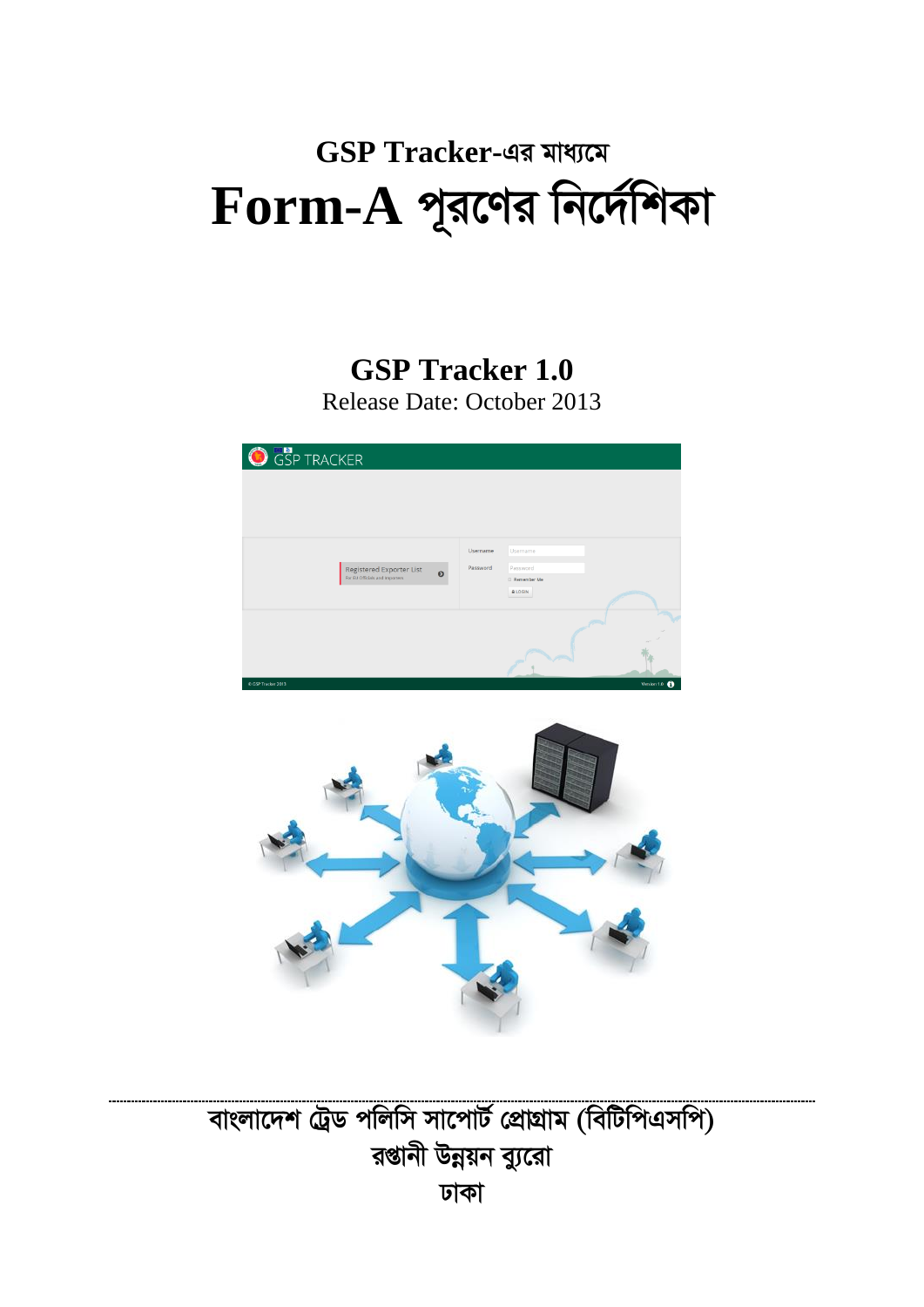# GSP Tracker-এর মাধ্যমে

# Form-A পূরণের নির্দেশিকা

## GSP Tracker 1.0

Release Date: October 2013

বাংলাদেশ ট্রেড পলিসি সাপোর্ট প্রোগ্রাম (বিটিপিএসপি)

রপ্তানী উন্নয়ন ব্যুরো

ঢাকা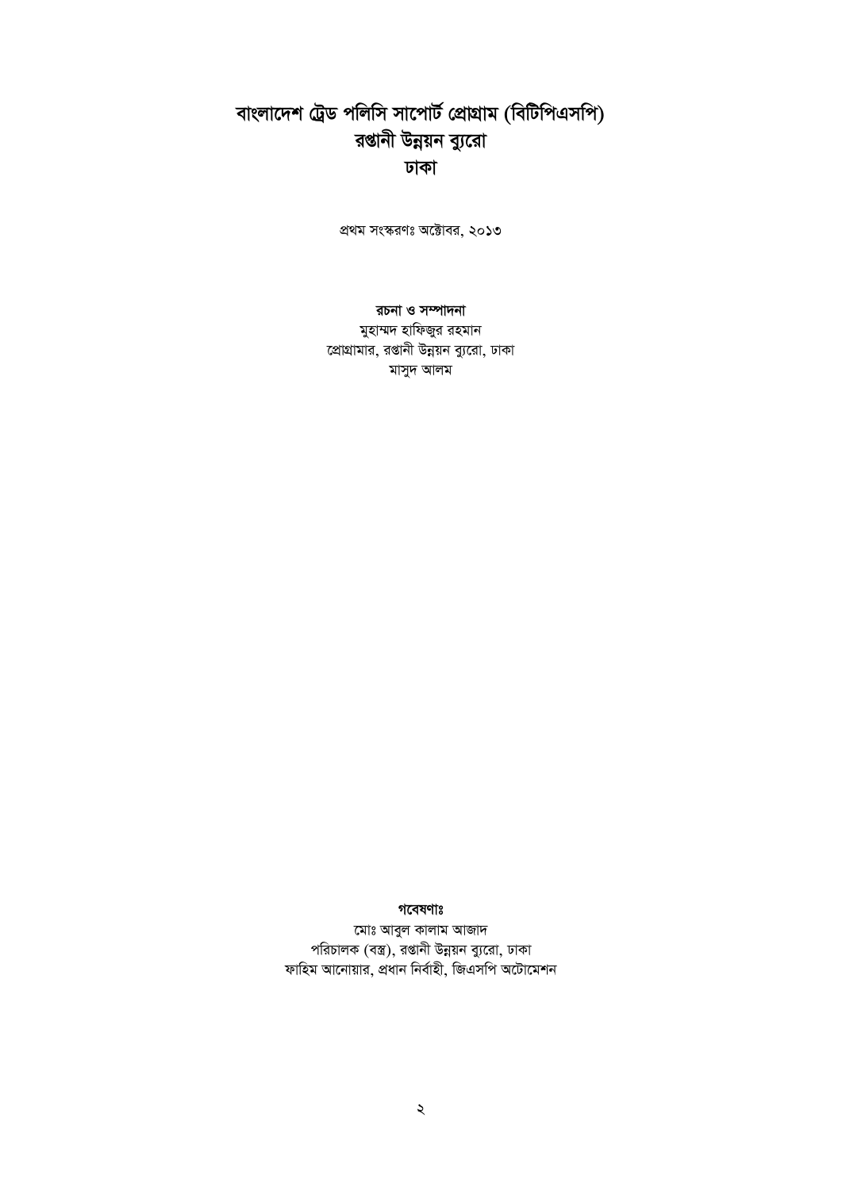# বাংলাদেশ ট্রেড পলিসি সাপোর্ট প্রোগ্রাম (বিটিপিএসপি)
# রপ্তানী উন্নয়ন ব্যুরো
# ঢাকা

প্রথম সংস্করণঃ অক্টোবর, ২০১৩

**রচনা ও সম্পাদনা**

মুহাম্মদ হাফিজুর রহমান
প্রোগ্রামার, রপ্তানী উন্নয়ন ব্যুরো, ঢাকা
মাসুদ আলম

**গবেষণাঃ**

মোঃ আবুল কালাম আজাদ
পরিচালক (বস্ত্র), রপ্তানী উন্নয়ন ব্যুরো, ঢাকা
ফাহিম আনোয়ার, প্রধান নির্বাহী, জিএসপি অটোমেশন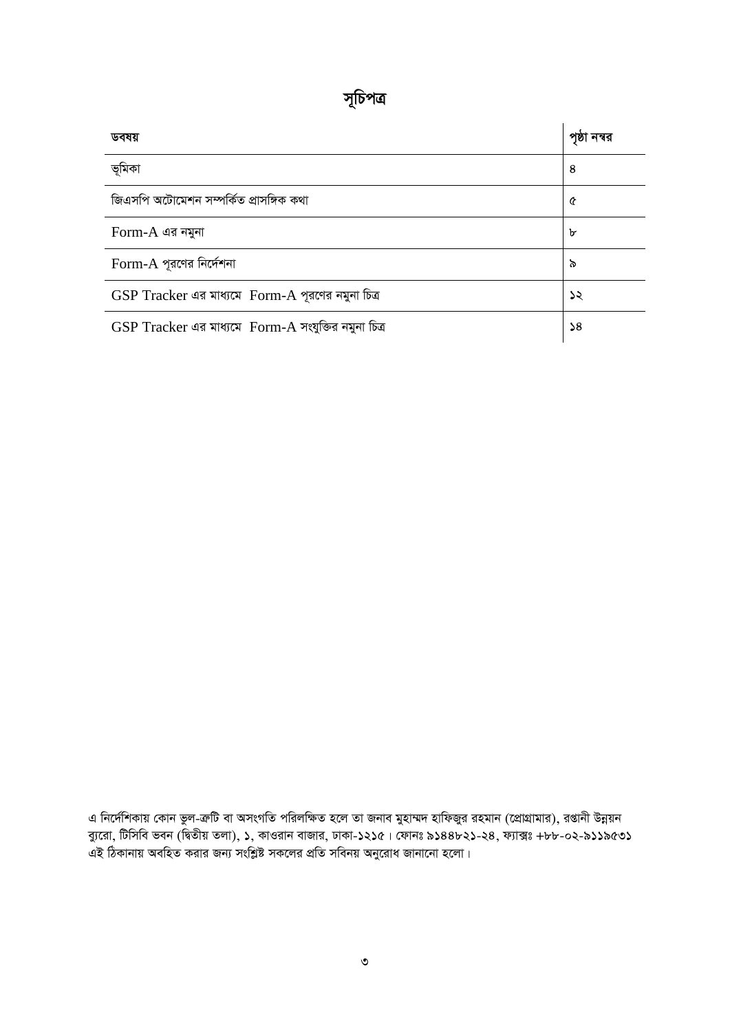# সূচিপত্র

| ডবষয় | পৃষ্ঠা নম্বর |
| --- | --- |
| ভূমিকা | ৪ |
| জিএসপি অটোমেশন সম্পর্কিত প্রাসঙ্গিক কথা | ৫ |
| Form-A এর নমুনা | ৮ |
| Form-A পূরণের নির্দেশনা | ৯ |
| GSP Tracker এর মাধ্যমে Form-A পূরণের নমুনা চিত্র | ১২ |
| GSP Tracker এর মাধ্যমে Form-A সংযুক্তির নমুনা চিত্র | ১৪ |

এ নির্দেশিকায় কোন ভুল-ক্রটি বা অসংগতি পরিলক্ষিত হলে তা জনাব মুহাম্মদ হাফিজুর রহমান (প্রোগ্রামার), রপ্তানী উন্নয়ন ব্যুরো, টিসিবি ভবন (দ্বিতীয় তলা), ১, কাওরান বাজার, ঢাকা-১২১৫। ফোনঃ ৯১৪৪৮২১-২৪, ফ্যাক্সঃ +৮৮-০২-৯১১৯৫৩১ এই ঠিকানায় অবহিত করার জন্য সংশ্লিষ্ট সকলের প্রতি সবিনয় অনুরোধ জানানো হলো।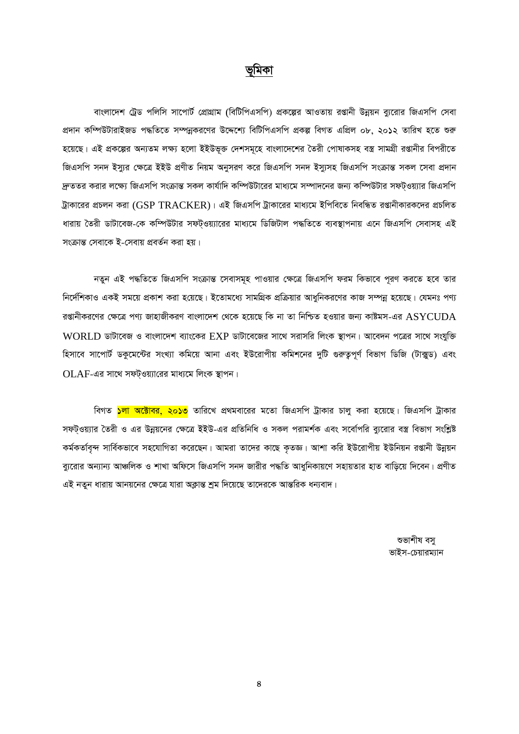# ভূমিকা

বাংলাদেশ ট্রেড পলিসি সাপোর্ট প্রোগ্রাম (বিটিপিএসপি) প্রকল্পের আওতায় রপ্তানী উন্নয়ন ব্যুরোর জিএসপি সেবা প্রদান কম্পিউটারাইজড পদ্ধতিতে সম্পন্নকরণের উদ্দেশ্যে বিটিপিএসপি প্রকল্প বিগত এপ্রিল ০৮, ২০১২ তারিখ হতে শুরু হয়েছে। এই প্রকল্পের অন্যতম লক্ষ্য হলো ইইউভূক্ত দেশসমূহে বাংলাদেশের তৈরী পোষাকসহ বস্ত্র সামগ্রী রপ্তানীর বিপরীতে জিএসপি সনদ ইস্যুর ক্ষেত্রে ইইউ প্রণীত নিয়ম অনুসরণ করে জিএসপি সনদ ইস্যুসহ জিএসপি সংক্রান্ত সকল সেবা প্রদান দ্রুততর করার লক্ষ্যে জিএসপি সংক্রান্ত সকল কার্যাদি কম্পিউটারের মাধ্যমে সম্পাদনের জন্য কম্পিউটার সফট্ওয়্যার জিএসপি ট্রাকারের প্রচলন করা (GSP TRACKER)। এই জিএসপি ট্রাকারের মাধ্যমে ইপিবিতে নিবন্ধিত রপ্তানীকারকদের প্রচলিত ধারায় তৈরী ডাটাবেজ-কে কম্পিউটার সফট্ওয়্যারের মাধ্যমে ডিজিটাল পদ্ধতিতে ব্যবস্থাপনায় এনে জিএসপি সেবাসহ এই সংক্রান্ত সেবাকে ই-সেবায় প্রবর্তন করা হয়।

নতুন এই পদ্ধতিতে জিএসপি সংক্রান্ত সেবাসমূহ পাওয়ার ক্ষেত্রে জিএসপি ফরম কিভাবে পূরণ করতে হবে তার নির্দেশিকাও একই সময়ে প্রকাশ করা হয়েছে। ইতোমধ্যে সামগ্রিক প্রক্রিয়ার আধুনিকরণের কাজ সম্পন্ন হয়েছে। যেমনঃ পণ্য রপ্তানীকরণের ক্ষেত্রে পণ্য জাহাজীকরণ বাংলাদেশ থেকে হয়েছে কি না তা নিশ্চিত হওয়ার জন্য কাষ্টমস-এর ASYCUDA WORLD ডাটাবেজ ও বাংলাদেশ ব্যাংকের EXP ডাটাবেজের সাথে সরাসরি লিংক স্থাপন। আবেদন পত্রের সাথে সংযুক্তি হিসাবে সাপোর্ট ডকুমেন্টের সংখ্যা কমিয়ে আনা এবং ইউরোপীয় কমিশনের দুটি গুরুত্বপূর্ণ বিভাগ ডিজি (টাক্সুড) এবং OLAF-এর সাথে সফট্ওয়্যারের মাধ্যমে লিংক স্থাপন।

বিগত ১লা অক্টোবর, ২০১৩ তারিখে প্রথমবারের মতো জিএসপি ট্রাকার চালু করা হয়েছে। জিএসপি ট্রাকার সফট্ওয়্যার তৈরী ও এর উন্নয়নের ক্ষেত্রে ইইউ-এর প্রতিনিধি ও সকল পরামর্শক এবং সর্বোপরি ব্যুরোর বস্ত্র বিভাগ সংশ্লিষ্ট কর্মকর্তাবৃন্দ সার্বিকভাবে সহযোগিতা করেছেন। আমরা তাদের কাছে কৃতজ্ঞ। আশা করি ইউরোপীয় ইউনিয়ন রপ্তানী উন্নয়ন ব্যুরোর অন্যান্য আঞ্চলিক ও শাখা অফিসে জিএসপি সনদ জারীর পদ্ধতি আধুনিকায়ণে সহায়তার হাত বাড়িয়ে দিবেন। প্রণীত এই নতুন ধারায় আনয়নের ক্ষেত্রে যারা অক্লান্ত শ্রম দিয়েছে তাদেরকে আন্তরিক ধন্যবাদ।

শুভাশীষ বসু
ভাইস-চেয়ারম্যান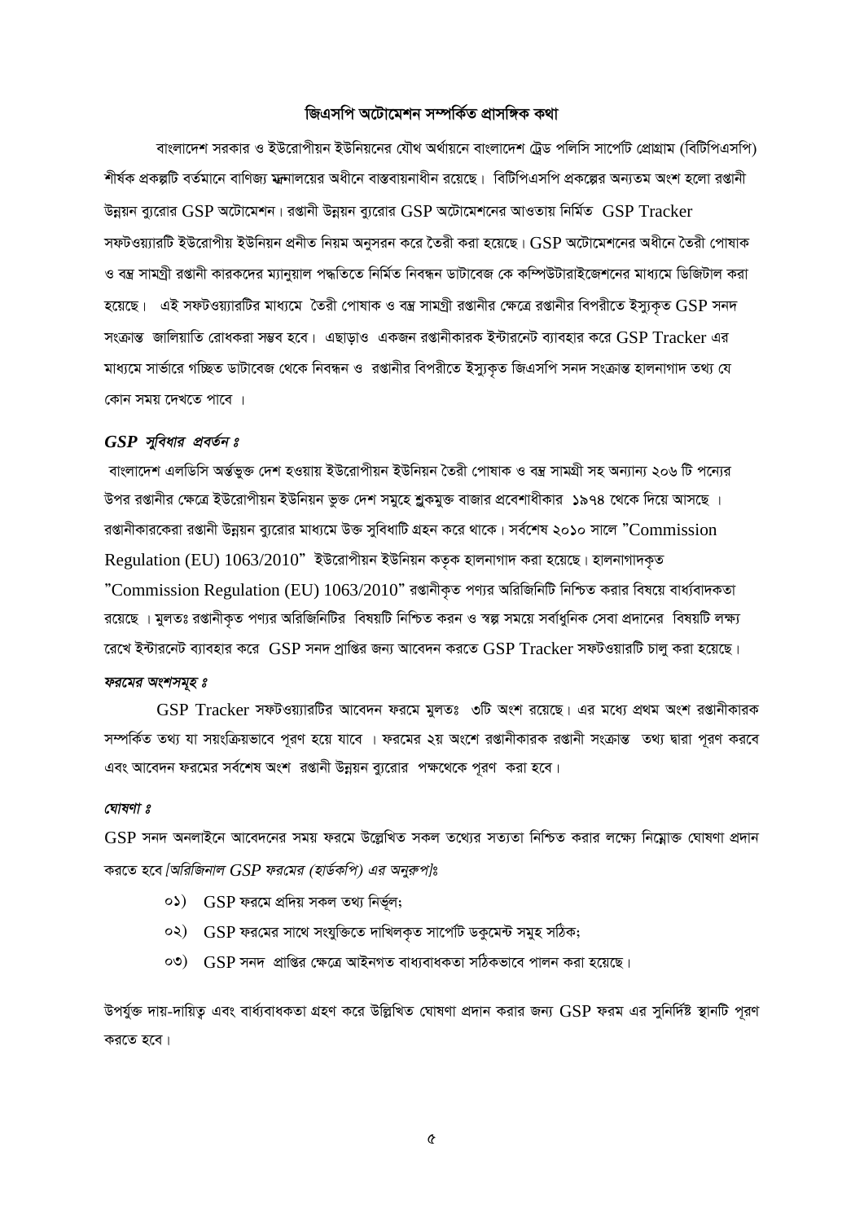## জিএসপি অটোমেশন সম্পর্কিত প্রাসঙ্গিক কথা

বাংলাদেশ সরকার ও ইউরোপীয়ন ইউনিয়নের যৌথ অর্থায়নে বাংলাদেশ ট্রেড পলিসি সার্পোট প্রোগ্রাম (বিটিপিএসপি) শীর্ষক প্রকল্পটি বর্তমানে বাণিজ্য মন্ত্রনালয়ের অধীনে বাস্তবায়নাধীন রয়েছে। বিটিপিএসপি প্রকল্পের অন্যতম অংশ হলো রপ্তানী উন্নয়ন ব্যুরোর GSP অটোমেশন। রপ্তানী উন্নয়ন ব্যুরোর GSP অটোমেশনের আওতায় নির্মিত GSP Tracker সফটওয়্যারটি ইউরোপীয় ইউনিয়ন প্রনীত নিয়ম অনুসরন করে তৈরী করা হয়েছে। GSP অটোমেশনের অধীনে তৈরী পোষাক ও বস্ত্র সামগ্রী রপ্তানী কারকদের ম্যানুয়াল পদ্ধতিতে নির্মিত নিবন্ধন ডাটাবেজ কে কম্পিউটারাইজেশনের মাধ্যমে ডিজিটাল করা হয়েছে। এই সফটওয়্যারটির মাধ্যমে তৈরী পোষাক ও বস্ত্র সামগ্রী রপ্তানীর ক্ষেত্রে রপ্তানীর বিপরীতে ইস্যুকৃত GSP সনদ সংক্রান্ত জালিয়াতি রোধকরা সম্ভব হবে। এছাড়াও একজন রপ্তানীকারক ইন্টারনেট ব্যবহার করে GSP Tracker এর মাধ্যমে সার্ভারে গচ্ছিত ডাটাবেজ থেকে নিবন্ধন ও রপ্তানীর বিপরীতে ইস্যুকৃত জিএসপি সনদ সংক্রান্ত হালনাগাদ তথ্য যে কোন সময় দেখতে পাবে ।

### *GSP সুবিধার প্রবর্তন ঃ*

বাংলাদেশ এলডিসি অর্ন্তভুক্ত দেশ হওয়ায় ইউরোপীয়ন ইউনিয়ন তৈরী পোষাক ও বস্ত্র সামগ্রী সহ অন্যান্য ২০৬ টি পন্যের উপর রপ্তানীর ক্ষেত্রে ইউরোপীয়ন ইউনিয়ন ভুক্ত দেশ সমুহে শুল্কমুক্ত বাজার প্রবেশাধীকার ১৯৭৪ থেকে দিয়ে আসছে । রপ্তানীকারকেরা রপ্তানী উন্নয়ন ব্যুরোর মাধ্যমে উক্ত সুবিধাটি গ্রহন করে থাকে। সর্বশেষ ২০১০ সালে "Commission Regulation (EU) 1063/2010" ইউরোপীয়ন ইউনিয়ন কতৃক হালনাগাদ করা হয়েছে। হালনাগাদকৃত "Commission Regulation (EU) 1063/2010" রপ্তানীকৃত পণ্যর অরিজিনিটি নিশ্চিত করার বিষয়ে বার্ধ্যবাদকতা রয়েছে । মুলতঃ রপ্তানীকৃত পণ্যর অরিজিনিটির বিষয়টি নিশ্চিত করন ও স্বল্প সময়ে সর্বাধুনিক সেবা প্রদানের বিষয়টি লক্ষ্য রেখে ইন্টারনেট ব্যাবহার করে GSP সনদ প্রাপ্তির জন্য আবেদন করতে GSP Tracker সফটওয়ারটি চালু করা হয়েছে।

### *ফরমের অংশসমুহ ঃ*

GSP Tracker সফটওয়্যারটির আবেদন ফরমে মুলতঃ ৩টি অংশ রয়েছে। এর মধ্যে প্রথম অংশ রপ্তানীকারক সম্পর্কিত তথ্য যা সয়ংক্রিয়ভাবে পূরণ হয়ে যাবে । ফরমের ২য় অংশে রপ্তানীকারক রপ্তানী সংক্রান্ত তথ্য দ্বারা পূরণ করবে এবং আবেদন ফরমের সর্বশেষ অংশ রপ্তানী উন্নয়ন ব্যুরোর পক্ষথেকে পূরণ করা হবে।

### *ঘোষণা ঃ*

GSP সনদ অনলাইনে আবেদনের সময় ফরমে উল্লেখিত সকল তথ্যের সত্যতা নিশ্চিত করার লক্ষ্যে নিম্নোক্ত ঘোষণা প্রদান করতে হবে *[অরিজিনাল GSP ফরমের (হার্ডকপি) এর অনুরুপ]ঃ*

০১) GSP ফরমে প্রদিয় সকল তথ্য নির্ভুল;

০২) GSP ফরমের সাথে সংযুক্তিতে দাখিলকৃত সার্পোট ডকুমেন্ট সমুহ সঠিক;

০৩) GSP সনদ প্রাপ্তির ক্ষেত্রে আইনগত বাধ্যবাধকতা সঠিকভাবে পালন করা হয়েছে।

উপর্যুক্ত দায়-দায়িত্ব এবং বার্ধ্যবাধকতা গ্রহণ করে উল্লিখিত ঘোষণা প্রদান করার জন্য GSP ফরম এর সুনির্দিষ্ট স্থানটি পূরণ করতে হবে।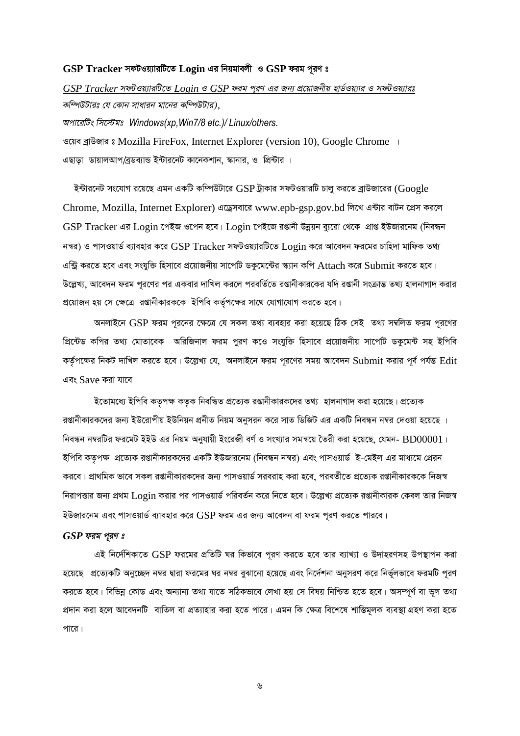**GSP Tracker সফটওয়্যারটিতে Login এর নিয়মাবলী ও GSP ফরম পূরণ ঃ**

*GSP Tracker সফটওয়্যারটিতে Login ও GSP ফরম পূরণ এর জন্য প্রয়োজনীয় হার্ডওয়্যার ও সফটওয়্যারঃ*

*কম্পিউটারঃ যে কোন সাধারন মানের কম্পিউটার),*

*অপারেটিং সিস্টেমঃ Windows(xp,Win7/8 etc.)/ Linux/others.*

ওয়েব ব্রাউজার ঃ Mozilla FireFox, Internet Explorer (version 10), Google Chrome ।

এছাড়া ডায়ালআপ/ব্রডব্যান্ড ইন্টারনেট কানেকশান, স্কানার, ও প্রিন্টার ।

ইন্টারনেট সংযোগ রয়েছে এমন একটি কম্পিউটারে GSP ট্রাকার সফটওয়ারটি চালু করতে ব্রাউজারের (Google Chrome, Mozilla, Internet Explorer) এড্রেসবারে www.epb-gsp.gov.bd লিখে এন্টার বাটন প্রেস করলে GSP Tracker এর Login পেইজ ওপেন হবে। Login পেইজে রপ্তানী উন্নয়ন ব্যুরো থেকে প্রাপ্ত ইউজারনেম (নিবন্ধন নম্বর) ও পাসওয়ার্ড ব্যাবহার করে GSP Tracker সফটওয়্যারটিতে Login করে আবেদন ফরমের চাহিদা মাফিক তথ্য এন্ট্রি করতে হবে এবং সংযুক্তি হিসাবে প্রয়োজনীয় সার্পোট ডকুমেন্টের স্ক্যান কপি Attach করে Submit করতে হবে। উল্লেখ্য, আবেদন ফরম পূরণের পর একবার দাখিল করলে পরবর্তিতে রপ্তানীকারকের যদি রপ্তানী সংক্রান্ত তথ্য হালনাগাদ করার প্রয়োজন হয় সে ক্ষেত্রে রপ্তানীকারককে ইপিবি কর্তৃপক্ষের সাথে যোগাযোগ করতে হবে।

অনলাইনে GSP ফরম পূরনের ক্ষেত্রে যে সকল তথ্য ব্যবহার করা হয়েছে ঠিক সেই তথ্য সম্বলিত ফরম পূরণের প্রিন্টেড কপির তথ্য মোতাবেক অরিজিনাল ফরম পুরণ কওে সংযুক্তি হিসাবে প্রয়োজনীয় সার্পোট ডকুমেন্ট সহ ইপিবি কর্তৃপক্ষের নিকট দাখিল করতে হবে। উল্লেখ্য যে, অনলাইনে ফরম পূরণের সময় আবেদন Submit করার পূর্ব পর্যন্ত Edit এবং Save করা যাবে।

ইতোমধ্যে ইপিবি কতৃপক্ষ কতৃক নিবন্ধিত প্রত্যেক রপ্তানীকারকদের তথ্য হালনাগাদ করা হয়েছে। প্রত্যেক রপ্তানীকারকদের জন্য ইউরোপীয় ইউনিয়ন প্রনীত নিয়ম অনুসরন করে সাত ডিজিট এর একটি নিবন্ধন নম্বর দেওয়া হয়েছে । নিবন্ধন নম্বরটির ফরমেট ইইউ এর নিয়ম অনুযায়ী ইংরেজী বর্ণ ও সংখ্যার সমন্বয়ে তৈরী করা হয়েছে, যেমন- BD00001। ইপিবি কতৃপক্ষ প্রত্যেক রপ্তানীকারকদের একটি ইউজারনেম (নিবন্ধন নম্বর) এবং পাসওয়ার্ড ই-মেইল এর মাধ্যমে প্রেরন করবে। প্রাথমিক ভাবে সকল রপ্তানীকারকদের জন্য পাসওয়ার্ড সরবরাহ করা হবে, পরবর্তীতে প্রত্যেক রপ্তানীকারককে নিজস্ব নিরাপত্তার জন্য প্রথম Login করার পর পাসওয়ার্ড পরিবর্তন করে নিতে হবে। উল্লেখ্য প্রত্যেক রপ্তানীকারক কেবল তার নিজস্ব ইউজারনেম এবং পাসওয়ার্ড ব্যাবহার করে GSP ফরম এর জন্য আবেদন বা ফরম পূরণ করতে পারবে।

***GSP ফরম পূরণ ঃ***

এই নির্দেশিকাতে GSP ফরমের প্রতিটি ঘর কিভাবে পূরণ করতে হবে তার ব্যাখ্যা ও উদাহরণসহ উপস্থাপন করা হয়েছে। প্রত্যেকটি অনুচ্ছেদ নম্বর দ্বারা ফরমের ঘর নম্বর বুঝানো হয়েছে এবং নির্দেশনা অনুসরণ করে নির্ভূলভাবে ফরমটি পূরণ করতে হবে। বিভিন্ন কোড এবং অন্যান্য তথ্য যাতে সঠিকভাবে লেখা হয় সে বিষয় নিশ্চিত হতে হবে। অসম্পূর্ণ বা ভূল তথ্য প্রদান করা হলে আবেদনটি বাতিল বা প্রত্যাহার করা হতে পারে। এমন কি ক্ষেত্র বিশেষে শাস্তিমূলক ব্যবস্থা গ্রহণ করা হতে পারে।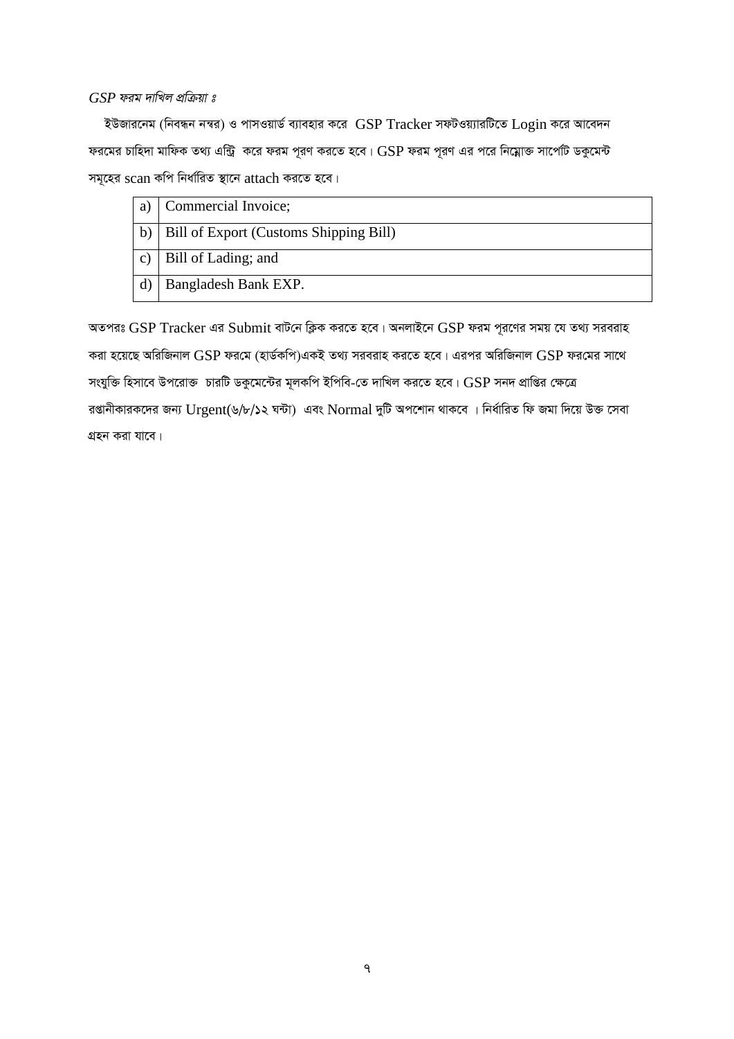*GSP ফরম দাখিল প্রক্রিয়া ঃ*

ইউজারনেম (নিবন্ধন নম্বর) ও পাসওয়ার্ড ব্যাবহার করে GSP Tracker সফটওয়্যারটিতে Login করে আবেদন ফরমের চাহিদা মাফিক তথ্য এন্ট্রি করে ফরম পূরণ করতে হবে। GSP ফরম পূরণ এর পরে নিম্নোক্ত সার্পোটি ডকুমেন্ট সমূহের scan কপি নির্ধারিত স্থানে attach করতে হবে।

| | |
|---|---|
| a) | Commercial Invoice; |
| b) | Bill of Export (Customs Shipping Bill) |
| c) | Bill of Lading; and |
| d) | Bangladesh Bank EXP. |

অতপরঃ GSP Tracker এর Submit বাটনে ক্লিক করতে হবে। অনলাইনে GSP ফরম পূরণের সময় যে তথ্য সরবরাহ করা হয়েছে অরিজিনাল GSP ফরমে (হার্ডকপি)একই তথ্য সরবরাহ করতে হবে। এরপর অরিজিনাল GSP ফরমের সাথে সংযুক্তি হিসাবে উপরোক্ত চারটি ডকুমেন্টের মূলকপি ইপিবি-তে দাখিল করতে হবে। GSP সনদ প্রাপ্তির ক্ষেত্রে রপ্তানীকারকদের জন্য Urgent(৬/৮/১২ ঘন্টা) এবং Normal দুটি অপশোন থাকবে । নির্ধারিত ফি জমা দিয়ে উক্ত সেবা গ্রহন করা যাবে।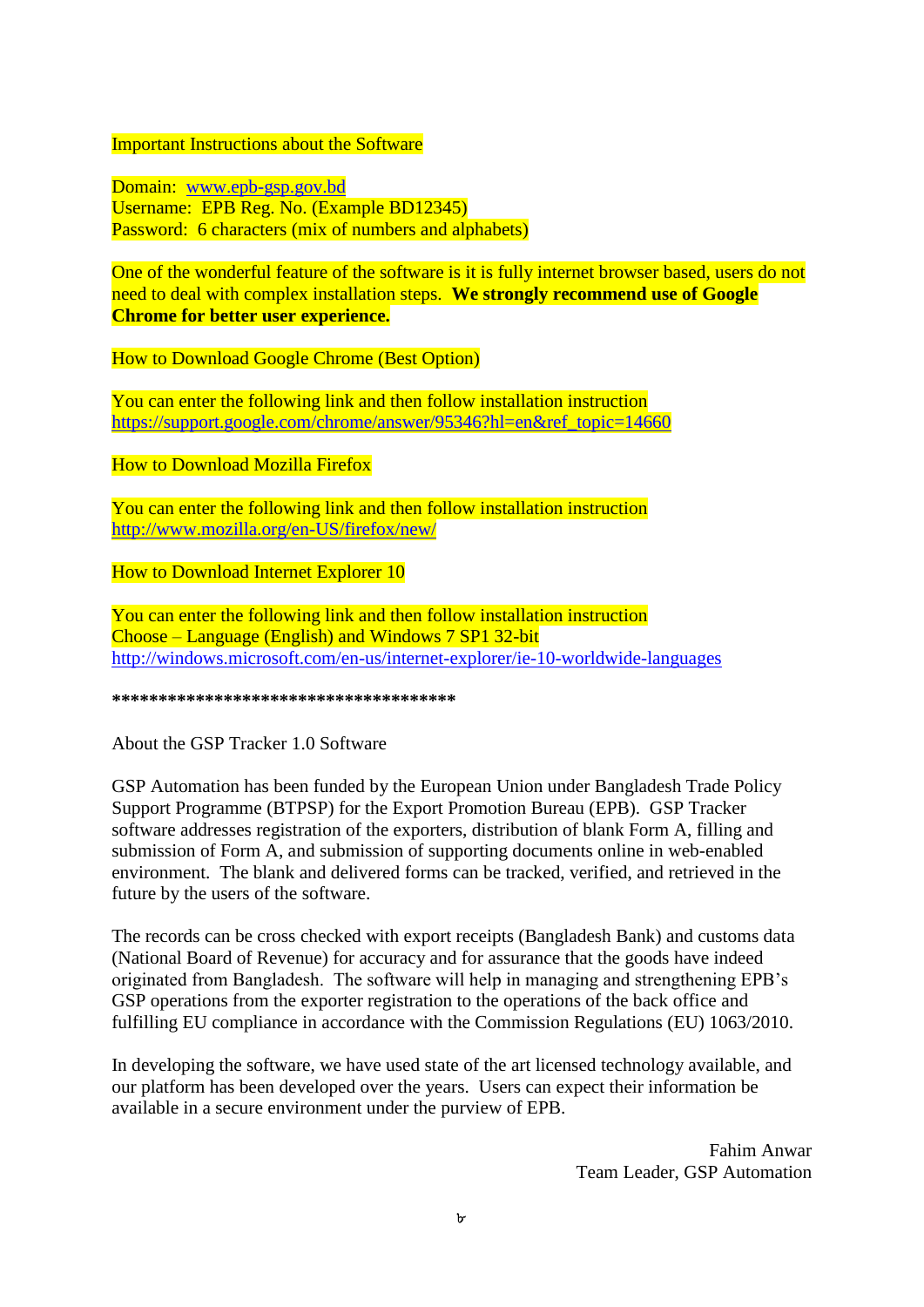Important Instructions about the Software

Domain: www.epb-gsp.gov.bd
Username: EPB Reg. No. (Example BD12345)
Password: 6 characters (mix of numbers and alphabets)

One of the wonderful feature of the software is it is fully internet browser based, users do not need to deal with complex installation steps. **We strongly recommend use of Google Chrome for better user experience.**

How to Download Google Chrome (Best Option)

You can enter the following link and then follow installation instruction
https://support.google.com/chrome/answer/95346?hl=en&ref_topic=14660

How to Download Mozilla Firefox

You can enter the following link and then follow installation instruction
http://www.mozilla.org/en-US/firefox/new/

How to Download Internet Explorer 10

You can enter the following link and then follow installation instruction
Choose – Language (English) and Windows 7 SP1 32-bit
http://windows.microsoft.com/en-us/internet-explorer/ie-10-worldwide-languages

**************************************

About the GSP Tracker 1.0 Software

GSP Automation has been funded by the European Union under Bangladesh Trade Policy Support Programme (BTPSP) for the Export Promotion Bureau (EPB). GSP Tracker software addresses registration of the exporters, distribution of blank Form A, filling and submission of Form A, and submission of supporting documents online in web-enabled environment. The blank and delivered forms can be tracked, verified, and retrieved in the future by the users of the software.

The records can be cross checked with export receipts (Bangladesh Bank) and customs data (National Board of Revenue) for accuracy and for assurance that the goods have indeed originated from Bangladesh. The software will help in managing and strengthening EPB's GSP operations from the exporter registration to the operations of the back office and fulfilling EU compliance in accordance with the Commission Regulations (EU) 1063/2010.

In developing the software, we have used state of the art licensed technology available, and our platform has been developed over the years. Users can expect their information be available in a secure environment under the purview of EPB.

Fahim Anwar
Team Leader, GSP Automation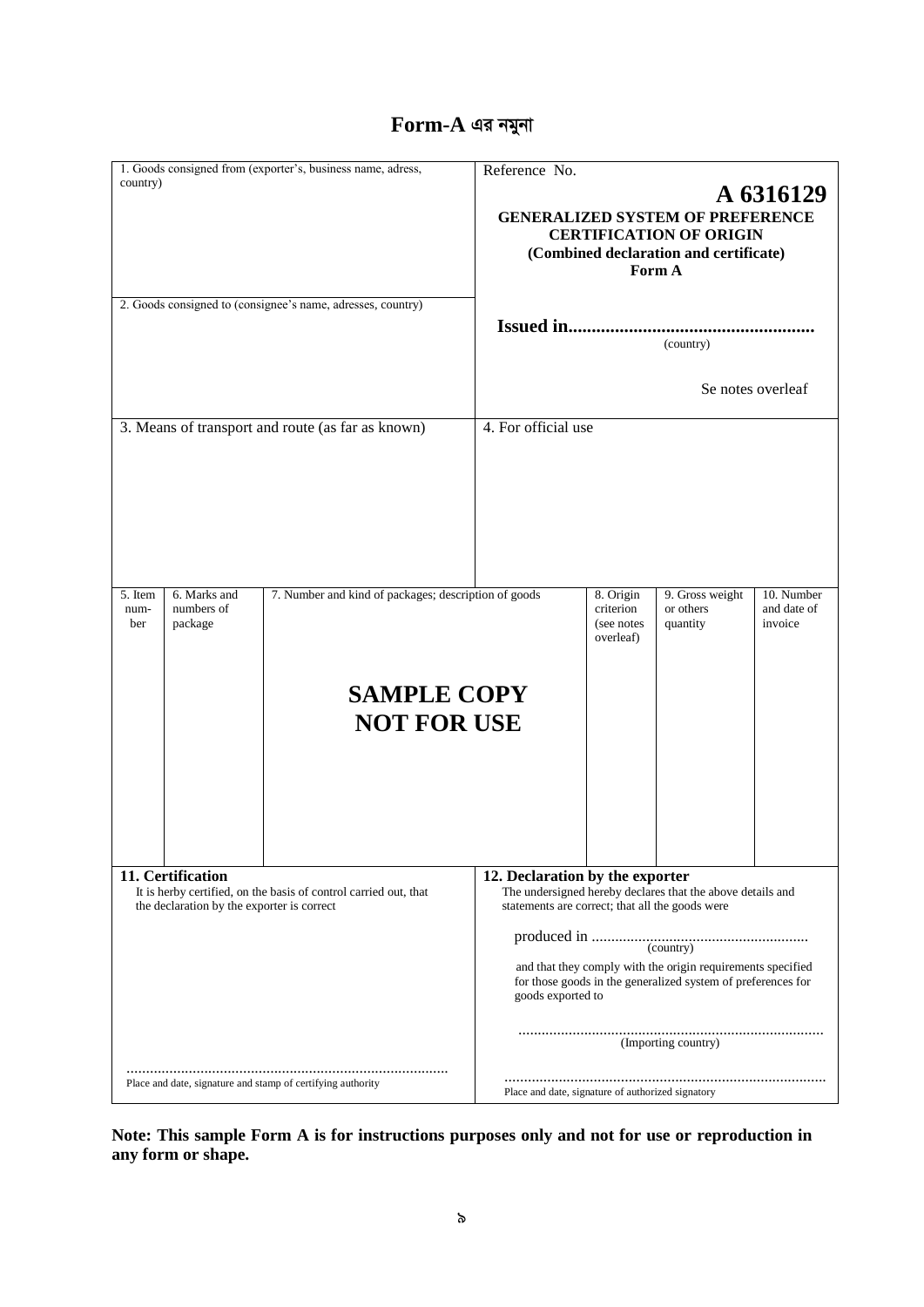# Form-A এর নমুনা

| 1. Goods consigned from (exporter's, business name, adress, country) | Reference No. **A 6316129** **GENERALIZED SYSTEM OF PREFERENCE CERTIFICATION OF ORIGIN (Combined declaration and certificate) Form A** |
|---|---|
| 2. Goods consigned to (consignee's name, adresses, country) | **Issued in.....................................................** (country) Se notes overleaf |
| 3. Means of transport and route (as far as known) | 4. For official use |

| 5. Item num-ber | 6. Marks and numbers of package | 7. Number and kind of packages; description of goods | 8. Origin criterion (see notes overleaf) | 9. Gross weight or others quantity | 10. Number and date of invoice |
|---|---|---|---|---|---|
| | | **SAMPLE COPY NOT FOR USE** | | | |

| **11. Certification** | **12. Declaration by the exporter** |
|---|---|
| It is herby certified, on the basis of control carried out, that the declaration by the exporter is correct | The undersigned hereby declares that the above details and statements are correct; that all the goods were produced in ........................................................ (country) and that they comply with the origin requirements specified for those goods in the generalized system of preferences for goods exported to .............................................................................. (Importing country) |
| .................................................................................. Place and date, signature and stamp of certifying authority | .................................................................................. Place and date, signature of authorized signatory |

**Note: This sample Form A is for instructions purposes only and not for use or reproduction in any form or shape.**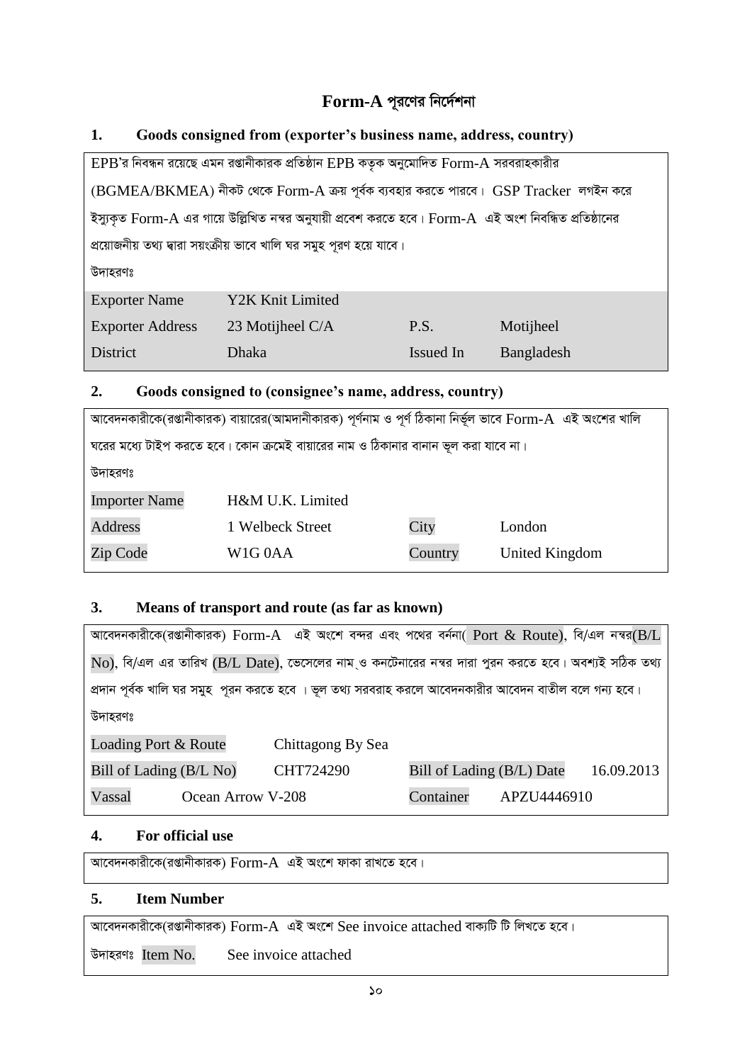# Form-A পূরণের নির্দেশনা

## 1. Goods consigned from (exporter's business name, address, country)

EPB'র নিবন্ধন রয়েছে এমন রপ্তানীকারক প্রতিষ্ঠান EPB কতৃক অনুমোদিত Form-A সরবরাহকারীর (BGMEA/BKMEA) নীকট থেকে Form-A ক্রয় পূর্বক ব্যবহার করতে পারবে। GSP Tracker লগইন করে ইস্যুকৃত Form-A এর গায়ে উল্লিখিত নম্বর অনুযায়ী প্রবেশ করতে হবে। Form-A এই অংশ নিবন্ধিত প্রতিষ্ঠানের প্রয়োজনীয় তথ্য দ্বারা সয়ংক্রীয় ভাবে খালি ঘর সমুহ পূরণ হয়ে যাবে।

উদাহরণঃ

| | | | |
|---|---|---|---|
| Exporter Name | Y2K Knit Limited | | |
| Exporter Address | 23 Motijheel C/A | P.S. | Motijheel |
| District | Dhaka | Issued In | Bangladesh |

## 2. Goods consigned to (consignee's name, address, country)

আবেদনকারীকে(রপ্তানীকারক) বায়ারের(আমদানীকারক) পূর্ণনাম ও পূর্ণ ঠিকানা নির্ভূল ভাবে Form-A এই অংশের খালি ঘরের মধ্যে টাইপ করতে হবে। কোন ক্রমেই বায়ারের নাম ও ঠিকানার বানান ভূল করা যাবে না।

উদাহরণঃ

| | | | |
|---|---|---|---|
| Importer Name | H&M U.K. Limited | | |
| Address | 1 Welbeck Street | City | London |
| Zip Code | W1G 0AA | Country | United Kingdom |

## 3. Means of transport and route (as far as known)

আবেদনকারীকে(রপ্তানীকারক) Form-A এই অংশে বন্দর এবং পথের বর্ননা( Port & Route), বি/এল নম্বর(B/L No), বি/এল এর তারিখ (B/L Date), ভেসেলের নাম ও কনটেনারের নম্বর দারা পুরন করতে হবে। অবশ্যই সঠিক তথ্য প্রদান পূর্বক খালি ঘর সমুহ পূরন করতে হবে । ভূল তথ্য সরবরাহ করলে আবেদনকারীর আবেদন বাতীল বলে গন্য হবে।

উদাহরণঃ

| | | | |
|---|---|---|---|
| Loading Port & Route | Chittagong By Sea | | |
| Bill of Lading (B/L No) | CHT724290 | Bill of Lading (B/L) Date | 16.09.2013 |
| Vassal | Ocean Arrow V-208 | Container | APZU4446910 |

## 4. For official use

আবেদনকারীকে(রপ্তানীকারক) Form-A এই অংশে ফাকা রাখতে হবে।

## 5. Item Number

আবেদনকারীকে(রপ্তানীকারক) Form-A এই অংশে See invoice attached বাক্যটি টি লিখতে হবে।

উদাহরণঃ Item No. See invoice attached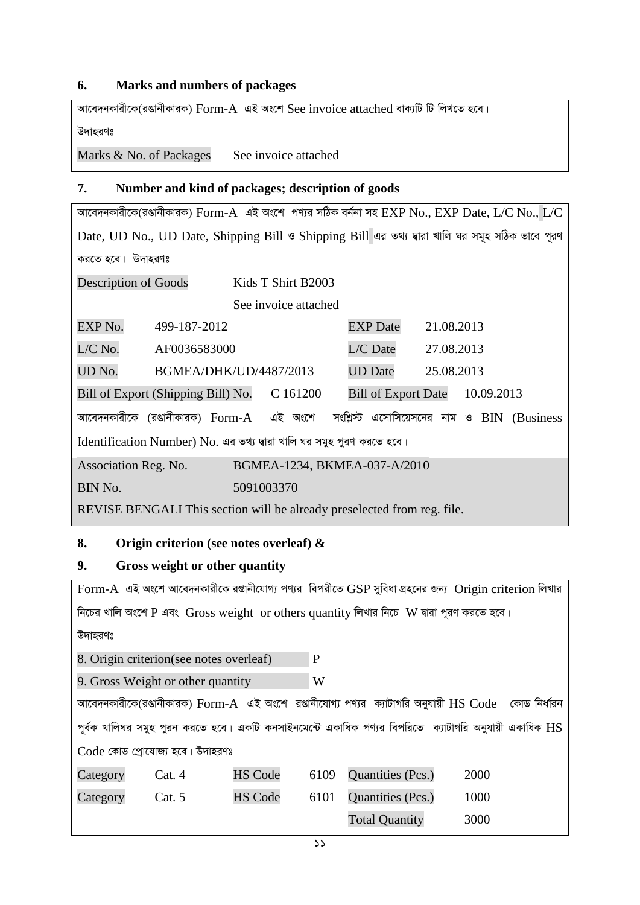## 6. Marks and numbers of packages

আবেদনকারীকে(রপ্তানীকারক) Form-A এই অংশে See invoice attached বাক্যটি টি লিখতে হবে।

উদাহরণঃ

| Marks & No. of Packages | See invoice attached |
|---|---|

## 7. Number and kind of packages; description of goods

আবেদনকারীকে(রপ্তানীকারক) Form-A এই অংশে পণ্যর সঠিক বর্ননা সহ EXP No., EXP Date, L/C No., L/C Date, UD No., UD Date, Shipping Bill ও Shipping Bill এর তথ্য দ্বারা খালি ঘর সমূহ সঠিক ভাবে পূরণ করতে হবে। উদাহরণঃ

| Description of Goods | Kids T Shirt B2003 |
|---|---|
| | See invoice attached |

| EXP No. | 499-187-2012 | EXP Date | 21.08.2013 |
|---|---|---|---|
| L/C No. | AF0036583000 | L/C Date | 27.08.2013 |
| UD No. | BGMEA/DHK/UD/4487/2013 | UD Date | 25.08.2013 |
| Bill of Export (Shipping Bill) No. | C 161200 | Bill of Export Date | 10.09.2013 |

আবেদনকারীকে (রপ্তানীকারক) Form-A এই অংশে সংশ্লিস্ট এসোসিয়েসনের নাম ও BIN (Business Identification Number) No. এর তথ্য দ্বারা খালি ঘর সমুহ পুরণ করতে হবে।

| Association Reg. No. | BGMEA-1234, BKMEA-037-A/2010 |
|---|---|
| BIN No. | 5091003370 |

REVISE BENGALI This section will be already preselected from reg. file.

## 8. Origin criterion (see notes overleaf) &

## 9. Gross weight or other quantity

Form-A এই অংশে আবেদনকারীকে রপ্তানীযোগ্য পণ্যর বিপরীতে GSP সুবিধা গ্রহনের জন্য Origin criterion লিখার নিচের খালি অংশে P এবং Gross weight or others quantity লিখার নিচে W দ্বারা পূরণ করতে হবে।

উদাহরণঃ

| 8. Origin criterion(see notes overleaf) | P |
|---|---|
| 9. Gross Weight or other quantity | W |

আবেদনকারীকে(রপ্তানীকারক) Form-A এই অংশে রপ্তানীযোগ্য পণ্যর ক্যাটাগরি অনুযায়ী HS Code কোড নির্ধারন পূর্বক খালিঘর সমুহ পুরন করতে হবে। একটি কনসাইনমেন্টে একাধিক পণ্যর বিপরিতে ক্যাটাগরি অনুযায়ী একাধিক HS Code কোড প্রোযোজ্য হবে। উদাহরণঃ

| Category | Cat. 4 | HS Code | 6109 | Quantities (Pcs.) | 2000 |
|---|---|---|---|---|---|
| Category | Cat. 5 | HS Code | 6101 | Quantities (Pcs.) | 1000 |
| | | | | Total Quantity | 3000 |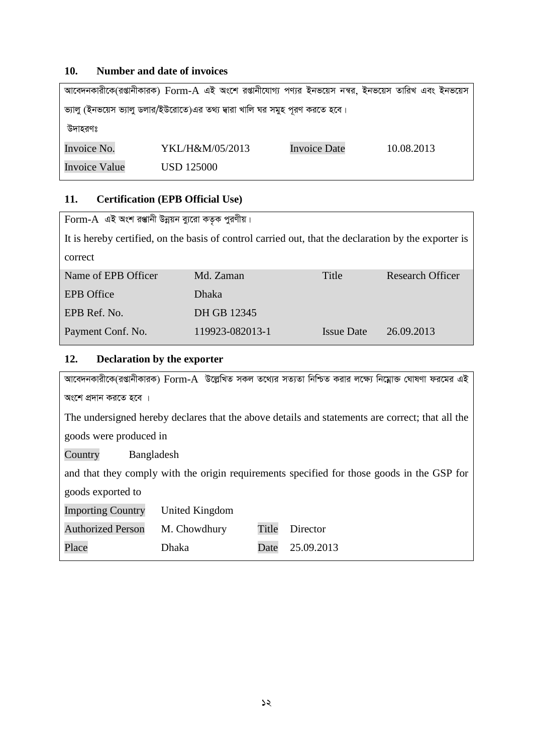## 10. Number and date of invoices

আবেদনকারীকে(রপ্তানীকারক) Form-A এই অংশে রপ্তানীযোগ্য পণ্যর ইনভয়েস নম্বর, ইনভয়েস তারিখ এবং ইনভয়েস ভ্যালু (ইনভয়েস ভ্যালু ডলার/ইউরোতে)এর তথ্য দ্বারা খালি ঘর সমুহ পূরণ করতে হবে।

উদাহরণঃ

| | | | |
|---|---|---|---|
| Invoice No. | YKL/H&M/05/2013 | Invoice Date | 10.08.2013 |
| Invoice Value | USD 125000 | | |

## 11. Certification (EPB Official Use)

Form-A এই অংশ রপ্তানী উন্নয়ন ব্যুরো কতৃক পুরণীয়।

It is hereby certified, on the basis of control carried out, that the declaration by the exporter is correct

| | | | |
|---|---|---|---|
| Name of EPB Officer | Md. Zaman | Title | Research Officer |
| EPB Office | Dhaka | | |
| EPB Ref. No. | DH GB 12345 | | |
| Payment Conf. No. | 119923-082013-1 | Issue Date | 26.09.2013 |

## 12. Declaration by the exporter

আবেদনকারীকে(রপ্তানীকারক) Form-A উল্লেখিত সকল তথ্যের সত্যতা নিশ্চিত করার লক্ষ্যে নিম্নোক্ত ঘোষণা ফরমের এই অংশে প্রদান করতে হবে ।

The undersigned hereby declares that the above details and statements are correct; that all the goods were produced in

| | |
|---|---|
| Country | Bangladesh |

and that they comply with the origin requirements specified for those goods in the GSP for goods exported to

| | | | |
|---|---|---|---|
| Importing Country | United Kingdom | | |
| Authorized Person | M. Chowdhury | Title | Director |
| Place | Dhaka | Date | 25.09.2013 |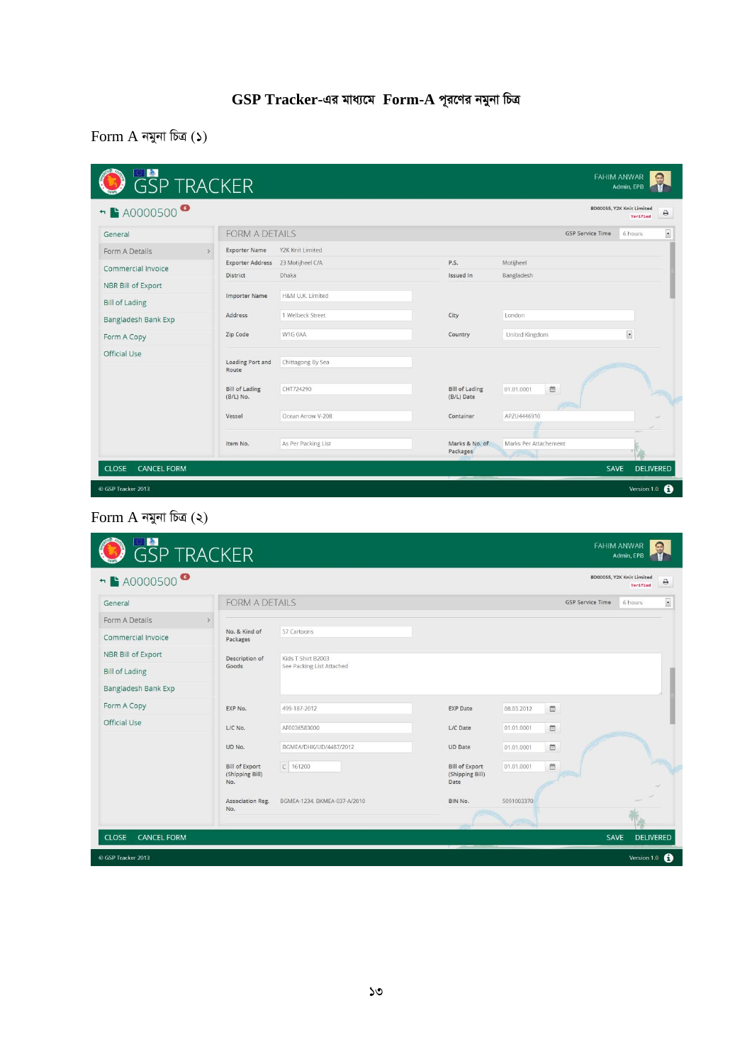# GSP Tracker-এর মাধ্যমে Form-A পূরণের নমুনা চিত্র

## Form A নমুনা চিত্র (১)

GSP TRACKER

FAHIM ANWAR
Admin, EPB

A0000500

BD00055, Y2K Knit Limited
Verified

- General
- Form A Details
- Commercial Invoice
- NBR Bill of Export
- Bill of Lading
- Bangladesh Bank Exp
- Form A Copy
- Official Use

FORM A DETAILS — GSP Service Time: 6 hours

| Field | Value | Field | Value |
|---|---|---|---|
| Exporter Name | Y2K Knit Limited | | |
| Exporter Address | 23 Motijheel C/A | P.S. | Motijheel |
| District | Dhaka | Issued In | Bangladesh |
| Importer Name | H&M U.K. Limited | | |
| Address | 1 Welbeck Street | City | London |
| Zip Code | W1G 0AA | Country | United Kingdom |
| Loading Port and Route | Chittagong By Sea | | |
| Bill of Lading (B/L) No. | CHT724290 | Bill of Lading (B/L) Date | 01.01.0001 |
| Vessel | Ocean Arrow V-208 | Container | APZU4446910 |
| Item No. | As Per Packing List | Marks & No. of Packages | Marks Per Attachement |

CLOSE | CANCEL FORM | SAVE | DELIVERED

© GSP Tracker 2013 — Version 1.0

## Form A নমুনা চিত্র (২)

GSP TRACKER

FAHIM ANWAR
Admin, EPB

A0000500

BD00055, Y2K Knit Limited
Verified

- General
- Form A Details
- Commercial Invoice
- NBR Bill of Export
- Bill of Lading
- Bangladesh Bank Exp
- Form A Copy
- Official Use

FORM A DETAILS — GSP Service Time: 6 hours

| Field | Value | Field | Value |
|---|---|---|---|
| No. & Kind of Packages | 57 Cartoons | | |
| Description of Goods | Kids T Shirt B2003<br>See Packing List Attached | | |
| EXP No. | 499-187-2012 | EXP Date | 08.03.2012 |
| L/C No. | AF0036583000 | L/C Date | 01.01.0001 |
| UD No. | BGMEA/DHK/UD/4487/2012 | UD Date | 01.01.0001 |
| Bill of Export (Shipping Bill) No. | C 161200 | Bill of Export (Shipping Bill) Date | 01.01.0001 |
| Association Reg. No. | BGMEA-1234, BKMEA-037-A/2010 | BIN No. | 5091003370 |

CLOSE | CANCEL FORM | SAVE | DELIVERED

© GSP Tracker 2013 — Version 1.0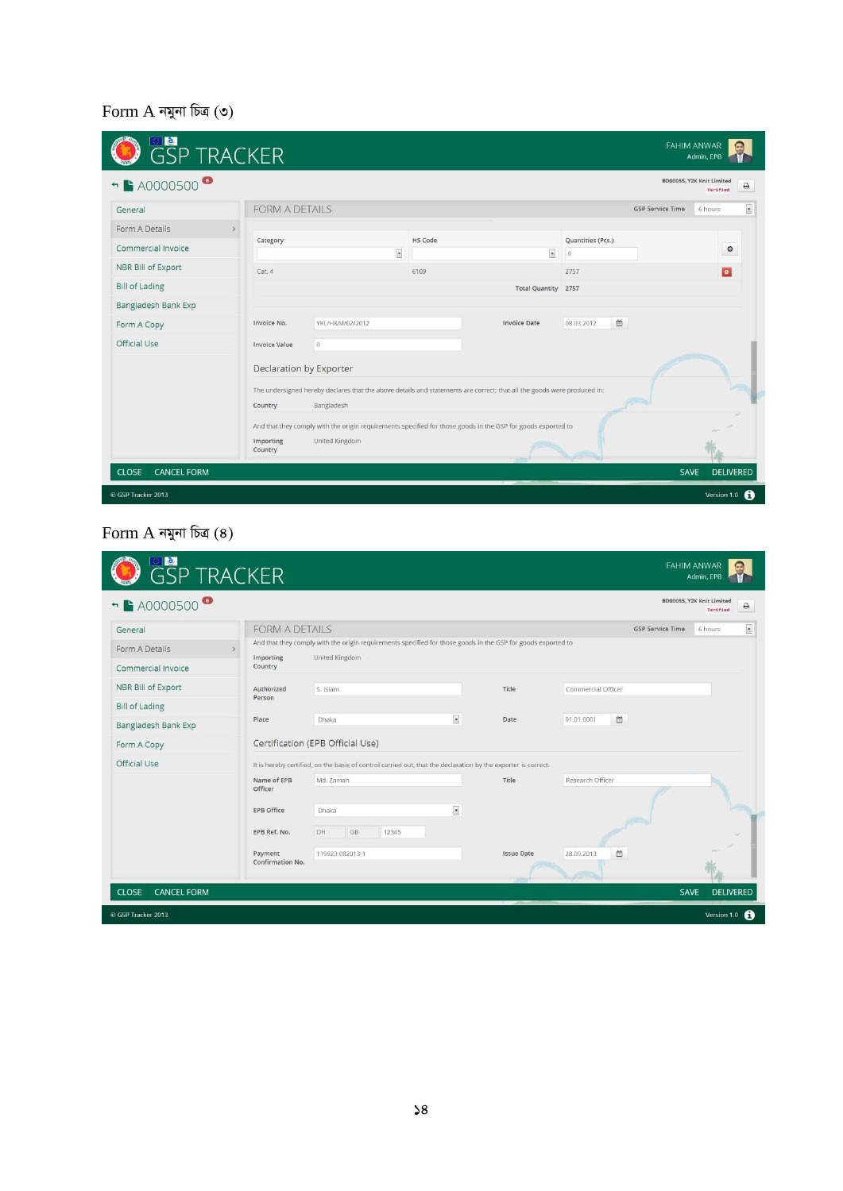Form A নমুনা চিত্র (৩)

GSP TRACKER

FAHIM ANWAR
Admin, EPB

A0000500

BD00055, Y2K Knit Limited
Verified

- General
- Form A Details
- Commercial Invoice
- NBR Bill of Export
- Bill of Lading
- Bangladesh Bank Exp
- Form A Copy
- Official Use

FORM A DETAILS — GSP Service Time: 6 hours

| Category | HS Code | Quantities (Pcs.) |
|---|---|---|
| | | 0 |
| Cat. 4 | 6109 | 2757 |
| | Total Quantity | 2757 |

Invoice No. YKL/H&M/02/2012 — Invoice Date 08.03.2012

Invoice Value 0

Declaration by Exporter

The undersigned hereby declares that the above details and statements are correct; that all the goods were produced in:

Country: Bangladesh

And that they comply with the origin requirements specified for those goods in the GSP for goods exported to

Importing Country: United Kingdom

CLOSE  CANCEL FORM  SAVE  DELIVERED

© GSP Tracker 2013 — Version 1.0

Form A নমুনা চিত্র (৪)

GSP TRACKER

FAHIM ANWAR
Admin, EPB

A0000500

BD00055, Y2K Knit Limited
Verified

- General
- Form A Details
- Commercial Invoice
- NBR Bill of Export
- Bill of Lading
- Bangladesh Bank Exp
- Form A Copy
- Official Use

FORM A DETAILS — GSP Service Time: 6 hours

And that they comply with the origin requirements specified for those goods in the GSP for goods exported to

Importing Country: United Kingdom

Authorized Person: S. Islam — Title: Commercial Officer

Place: Dhaka — Date: 01.01.0001

Certification (EPB Official Use)

It is hereby certified, on the basis of control carried out, that the declaration by the exporter is correct.

Name of EPB Officer: Md. Zaman — Title: Research Officer

EPB Office: Dhaka

EPB Ref. No.: DH GB 12345

Payment Confirmation No.: 119923-082013-1 — Issue Date: 28.09.2013

CLOSE  CANCEL FORM  SAVE  DELIVERED

© GSP Tracker 2013 — Version 1.0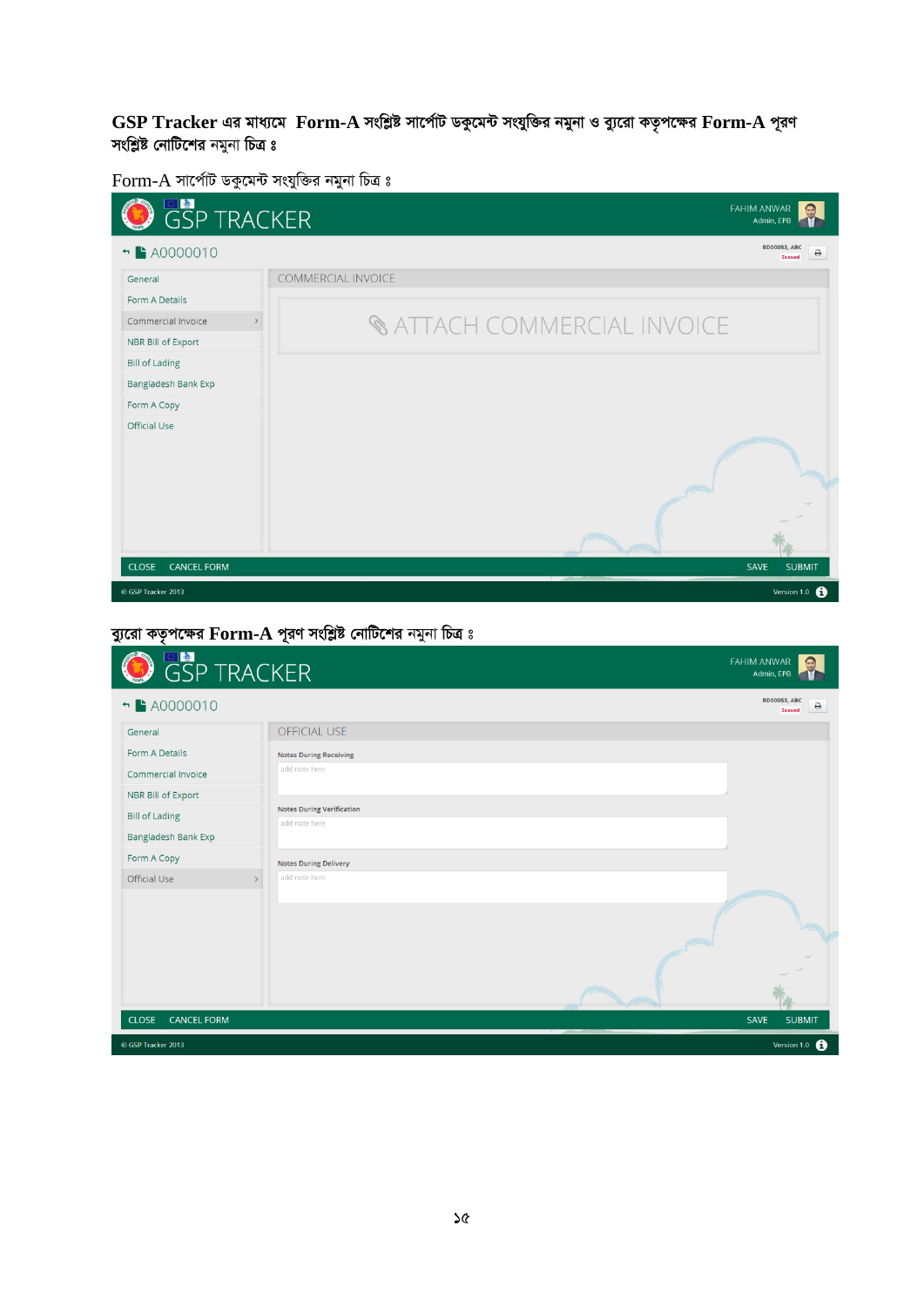**GSP Tracker এর মাধ্যমে Form-A সংশ্লিষ্ট সার্পোট ডকুমেন্ট সংযুক্তির নমুনা ও ব্যুরো কতৃপক্ষের Form-A পূরণ সংশ্লিষ্ট নোটিশের নমুনা চিত্র ঃ**

Form-A সার্পোট ডকুমেন্ট সংযুক্তির নমুনা চিত্র ঃ

GSP TRACKER

FAHIM ANWAR
Admin, EPB

A0000010

BD00053, ABC
Issued

General
Form A Details
Commercial Invoice
NBR Bill of Export
Bill of Lading
Bangladesh Bank Exp
Form A Copy
Official Use

COMMERCIAL INVOICE

ATTACH COMMERCIAL INVOICE

CLOSE CANCEL FORM SAVE SUBMIT

© GSP Tracker 2013 Version 1.0

**ব্যুরো কতৃপক্ষের Form-A পূরণ সংশ্লিষ্ট নোটিশের নমুনা চিত্র ঃ**

GSP TRACKER

FAHIM ANWAR
Admin, EPB

A0000010

BD00053, ABC
Issued

General
Form A Details
Commercial Invoice
NBR Bill of Export
Bill of Lading
Bangladesh Bank Exp
Form A Copy
Official Use

OFFICIAL USE

Notes During Receiving
add note here

Notes During Verification
add note here

Notes During Delivery
add note here

CLOSE CANCEL FORM SAVE SUBMIT

© GSP Tracker 2013 Version 1.0